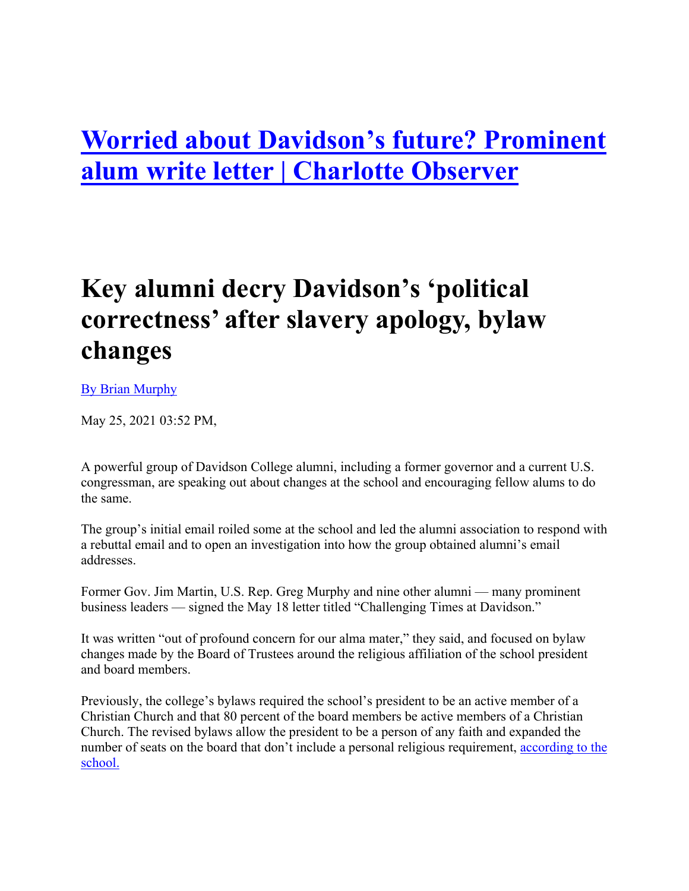# [Worried about Davidson's future? Prominent alum write letter | Charlotte Observer]()

# Key alumni decry Davidson's 'political correctness' after slavery apology, bylaw changes

[By Brian Murphy]()

May 25, 2021 03:52 PM,

A powerful group of Davidson College alumni, including a former governor and a current U.S. congressman, are speaking out about changes at the school and encouraging fellow alums to do the same.

The group's initial email roiled some at the school and led the alumni association to respond with a rebuttal email and to open an investigation into how the group obtained alumni's email addresses.

Former Gov. Jim Martin, U.S. Rep. Greg Murphy and nine other alumni — many prominent business leaders — signed the May 18 letter titled "Challenging Times at Davidson."

It was written "out of profound concern for our alma mater," they said, and focused on bylaw changes made by the Board of Trustees around the religious affiliation of the school president and board members.

Previously, the college's bylaws required the school's president to be an active member of a Christian Church and that 80 percent of the board members be active members of a Christian Church. The revised bylaws allow the president to be a person of any faith and expanded the number of seats on the board that don't include a personal religious requirement, [according to the school.]()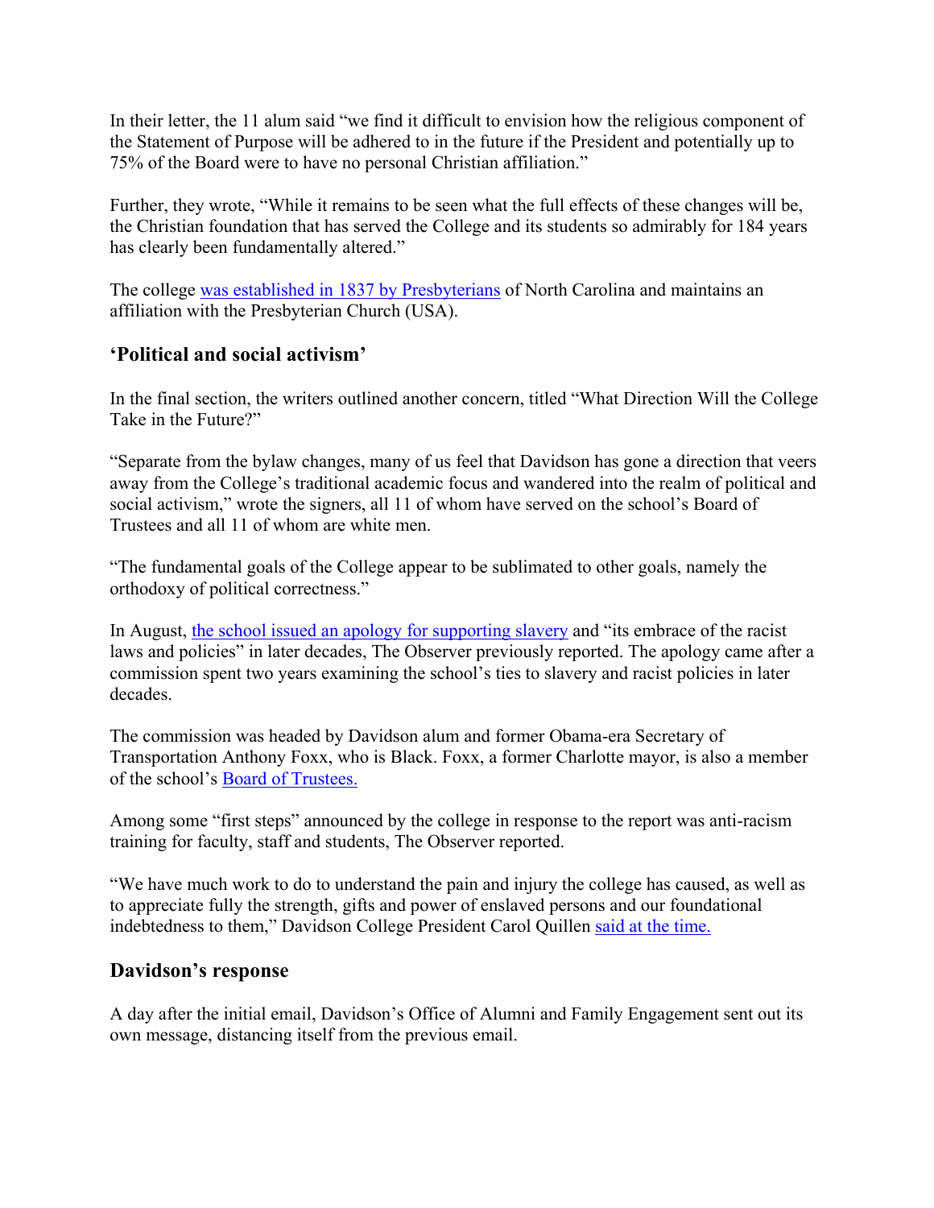In their letter, the 11 alum said "we find it difficult to envision how the religious component of the Statement of Purpose will be adhered to in the future if the President and potentially up to 75% of the Board were to have no personal Christian affiliation."

Further, they wrote, "While it remains to be seen what the full effects of these changes will be, the Christian foundation that has served the College and its students so admirably for 184 years has clearly been fundamentally altered."

The college was established in 1837 by Presbyterians of North Carolina and maintains an affiliation with the Presbyterian Church (USA).

## 'Political and social activism'

In the final section, the writers outlined another concern, titled "What Direction Will the College Take in the Future?"

"Separate from the bylaw changes, many of us feel that Davidson has gone a direction that veers away from the College's traditional academic focus and wandered into the realm of political and social activism," wrote the signers, all 11 of whom have served on the school's Board of Trustees and all 11 of whom are white men.

"The fundamental goals of the College appear to be sublimated to other goals, namely the orthodoxy of political correctness."

In August, the school issued an apology for supporting slavery and "its embrace of the racist laws and policies" in later decades, The Observer previously reported. The apology came after a commission spent two years examining the school's ties to slavery and racist policies in later decades.

The commission was headed by Davidson alum and former Obama-era Secretary of Transportation Anthony Foxx, who is Black. Foxx, a former Charlotte mayor, is also a member of the school's Board of Trustees.

Among some "first steps" announced by the college in response to the report was anti-racism training for faculty, staff and students, The Observer reported.

"We have much work to do to understand the pain and injury the college has caused, as well as to appreciate fully the strength, gifts and power of enslaved persons and our foundational indebtedness to them," Davidson College President Carol Quillen said at the time.

## Davidson's response

A day after the initial email, Davidson's Office of Alumni and Family Engagement sent out its own message, distancing itself from the previous email.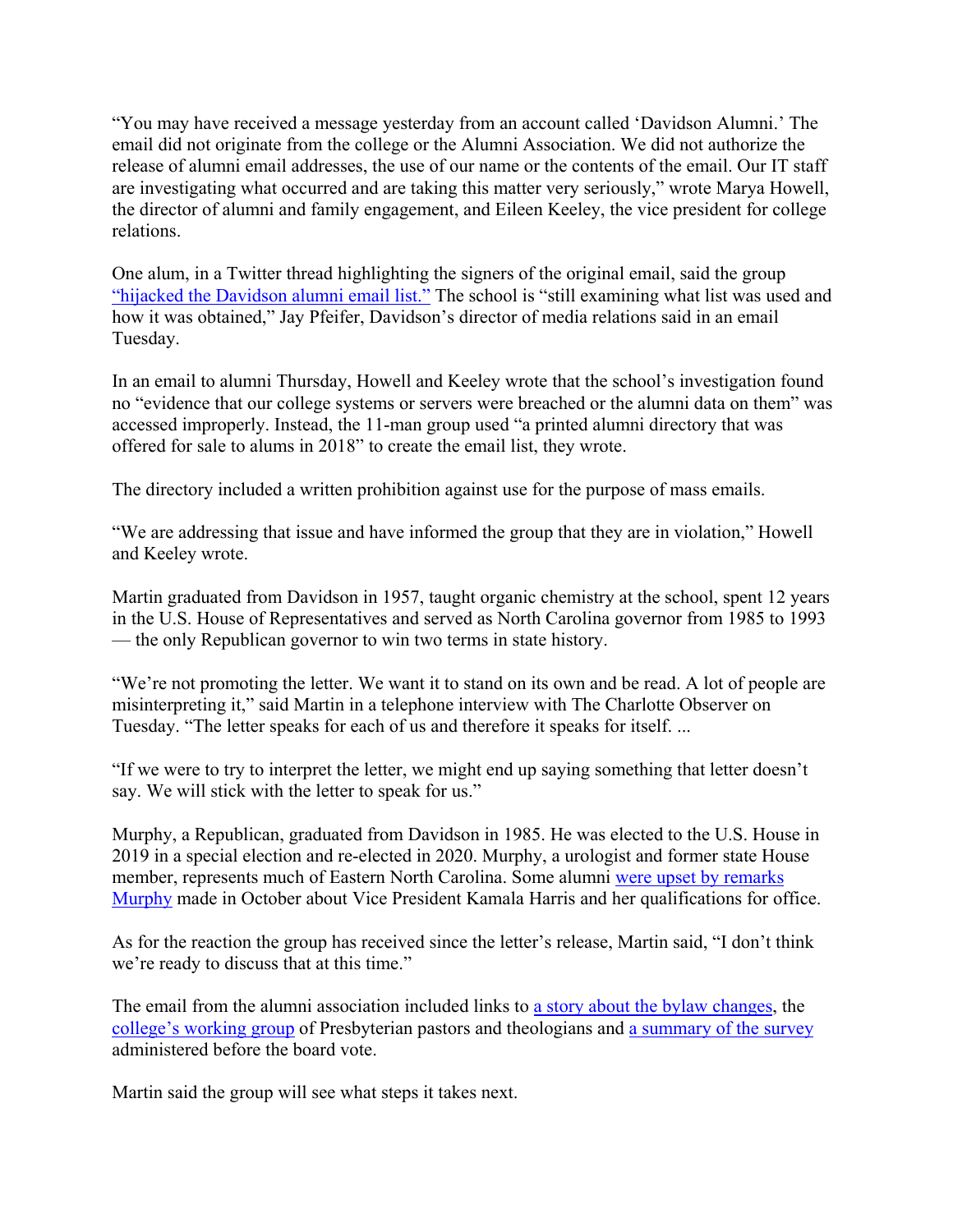"You may have received a message yesterday from an account called 'Davidson Alumni.' The email did not originate from the college or the Alumni Association. We did not authorize the release of alumni email addresses, the use of our name or the contents of the email. Our IT staff are investigating what occurred and are taking this matter very seriously," wrote Marya Howell, the director of alumni and family engagement, and Eileen Keeley, the vice president for college relations.

One alum, in a Twitter thread highlighting the signers of the original email, said the group "hijacked the Davidson alumni email list." The school is "still examining what list was used and how it was obtained," Jay Pfeifer, Davidson's director of media relations said in an email Tuesday.

In an email to alumni Thursday, Howell and Keeley wrote that the school's investigation found no "evidence that our college systems or servers were breached or the alumni data on them" was accessed improperly. Instead, the 11-man group used "a printed alumni directory that was offered for sale to alums in 2018" to create the email list, they wrote.

The directory included a written prohibition against use for the purpose of mass emails.

"We are addressing that issue and have informed the group that they are in violation," Howell and Keeley wrote.

Martin graduated from Davidson in 1957, taught organic chemistry at the school, spent 12 years in the U.S. House of Representatives and served as North Carolina governor from 1985 to 1993 — the only Republican governor to win two terms in state history.

"We're not promoting the letter. We want it to stand on its own and be read. A lot of people are misinterpreting it," said Martin in a telephone interview with The Charlotte Observer on Tuesday. "The letter speaks for each of us and therefore it speaks for itself. ...

"If we were to try to interpret the letter, we might end up saying something that letter doesn't say. We will stick with the letter to speak for us."

Murphy, a Republican, graduated from Davidson in 1985. He was elected to the U.S. House in 2019 in a special election and re-elected in 2020. Murphy, a urologist and former state House member, represents much of Eastern North Carolina. Some alumni were upset by remarks Murphy made in October about Vice President Kamala Harris and her qualifications for office.

As for the reaction the group has received since the letter's release, Martin said, "I don't think we're ready to discuss that at this time."

The email from the alumni association included links to a story about the bylaw changes, the college's working group of Presbyterian pastors and theologians and a summary of the survey administered before the board vote.

Martin said the group will see what steps it takes next.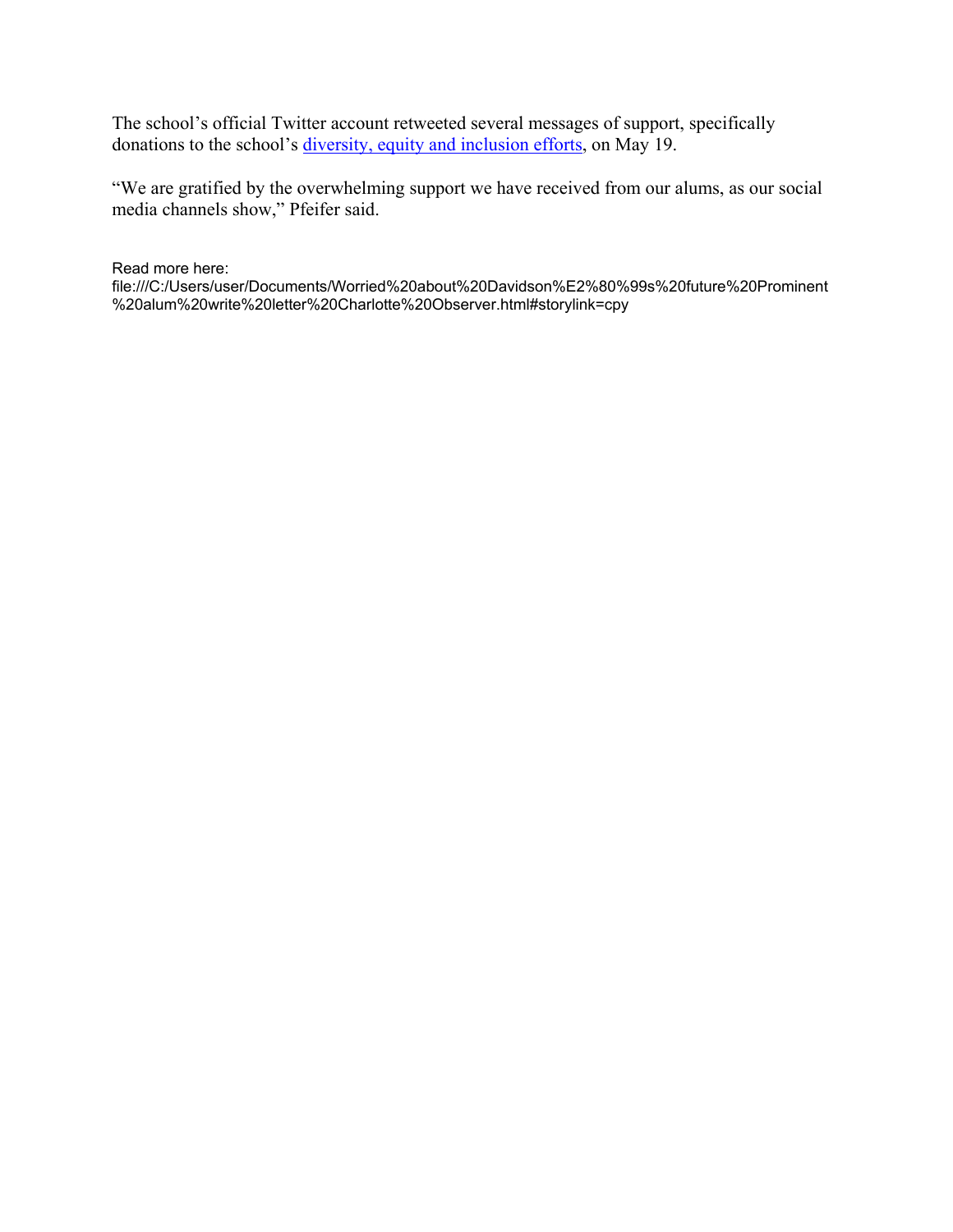The school's official Twitter account retweeted several messages of support, specifically donations to the school's diversity, equity and inclusion efforts, on May 19.

"We are gratified by the overwhelming support we have received from our alums, as our social media channels show," Pfeifer said.

Read more here:
file:///C:/Users/user/Documents/Worried%20about%20Davidson%E2%80%99s%20future%20Prominent%20alum%20write%20letter%20Charlotte%20Observer.html#storylink=cpy